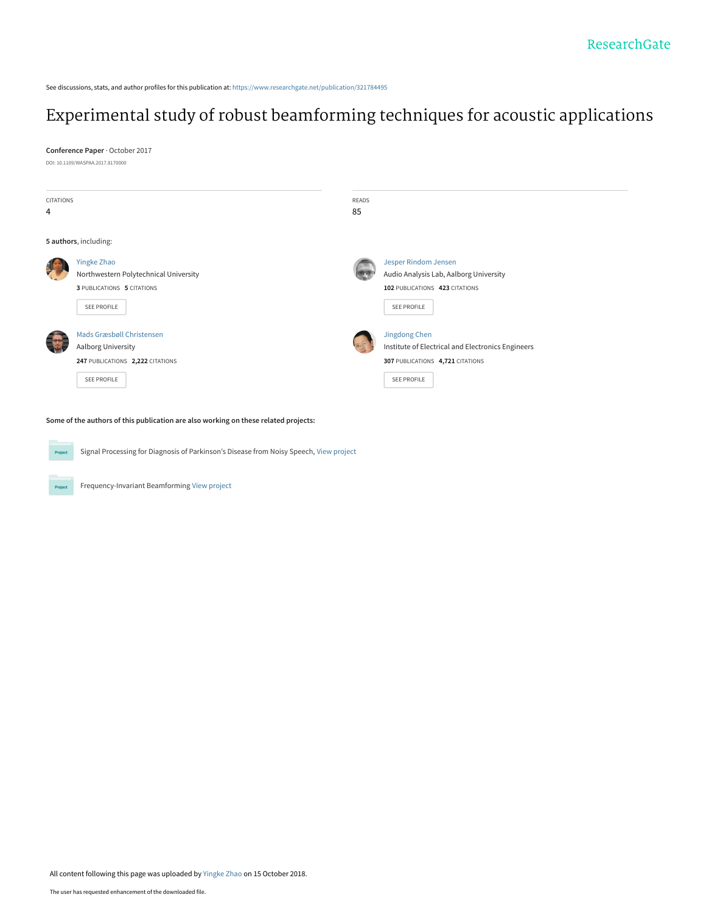See discussions, stats, and author profiles for this publication at: https://www.researchgate.net/publication/321784495

# Experimental study of robust beamforming techniques for acoustic applications

**Conference Paper** · October 2017

DOI: 10.1109/WASPAA.2017.8170000

CITATIONS
4

READS
85

**5 authors**, including:

Yingke Zhao
Northwestern Polytechnical University
**3** PUBLICATIONS **5** CITATIONS
SEE PROFILE

Jesper Rindom Jensen
Audio Analysis Lab, Aalborg University
**102** PUBLICATIONS **423** CITATIONS
SEE PROFILE

Mads Græsbøll Christensen
Aalborg University
**247** PUBLICATIONS **2,222** CITATIONS
SEE PROFILE

Jingdong Chen
Institute of Electrical and Electronics Engineers
**307** PUBLICATIONS **4,721** CITATIONS
SEE PROFILE

**Some of the authors of this publication are also working on these related projects:**

Project: Signal Processing for Diagnosis of Parkinson's Disease from Noisy Speech, View project

Project: Frequency-Invariant Beamforming View project

All content following this page was uploaded by Yingke Zhao on 15 October 2018.

The user has requested enhancement of the downloaded file.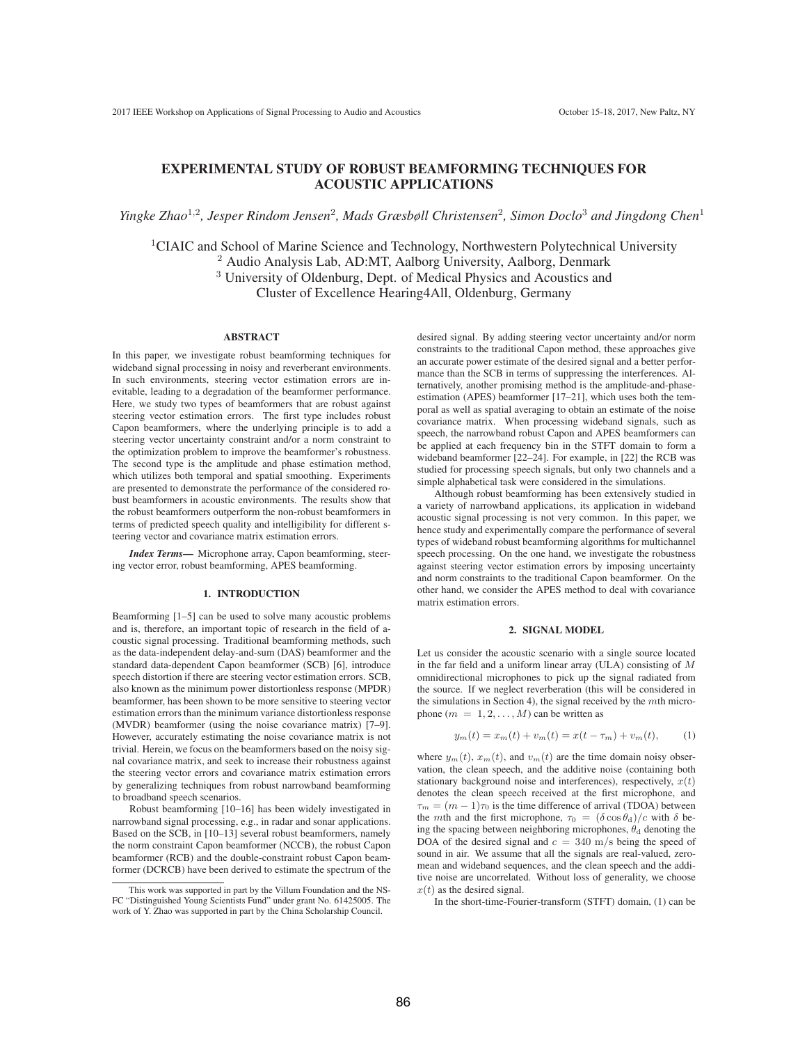# EXPERIMENTAL STUDY OF ROBUST BEAMFORMING TECHNIQUES FOR ACOUSTIC APPLICATIONS

*Yingke Zhao[1,2], Jesper Rindom Jensen[2], Mads Græsbøll Christensen[2], Simon Doclo[3] and Jingdong Chen[1]*

[1]CIAIC and School of Marine Science and Technology, Northwestern Polytechnical University
[2] Audio Analysis Lab, AD:MT, Aalborg University, Aalborg, Denmark
[3] University of Oldenburg, Dept. of Medical Physics and Acoustics and
Cluster of Excellence Hearing4All, Oldenburg, Germany

## ABSTRACT

In this paper, we investigate robust beamforming techniques for wideband signal processing in noisy and reverberant environments. In such environments, steering vector estimation errors are inevitable, leading to a degradation of the beamformer performance. Here, we study two types of beamformers that are robust against steering vector estimation errors. The first type includes robust Capon beamformers, where the underlying principle is to add a steering vector uncertainty constraint and/or a norm constraint to the optimization problem to improve the beamformer's robustness. The second type is the amplitude and phase estimation method, which utilizes both temporal and spatial smoothing. Experiments are presented to demonstrate the performance of the considered robust beamformers in acoustic environments. The results show that the robust beamformers outperform the non-robust beamformers in terms of predicted speech quality and intelligibility for different steering vector and covariance matrix estimation errors.

***Index Terms*—** Microphone array, Capon beamforming, steering vector error, robust beamforming, APES beamforming.

## 1. INTRODUCTION

Beamforming [1–5] can be used to solve many acoustic problems and is, therefore, an important topic of research in the field of acoustic signal processing. Traditional beamforming methods, such as the data-independent delay-and-sum (DAS) beamformer and the standard data-dependent Capon beamformer (SCB) [6], introduce speech distortion if there are steering vector estimation errors. SCB, also known as the minimum power distortionless response (MPDR) beamformer, has been shown to be more sensitive to steering vector estimation errors than the minimum variance distortionless response (MVDR) beamformer (using the noise covariance matrix) [7–9]. However, accurately estimating the noise covariance matrix is not trivial. Herein, we focus on the beamformers based on the noisy signal covariance matrix, and seek to increase their robustness against the steering vector errors and covariance matrix estimation errors by generalizing techniques from robust narrowband beamforming to broadband speech scenarios.

Robust beamforming [10–16] has been widely investigated in narrowband signal processing, e.g., in radar and sonar applications. Based on the SCB, in [10–13] several robust beamformers, namely the norm constraint Capon beamformer (NCCB), the robust Capon beamformer (RCB) and the double-constraint robust Capon beamformer (DCRCB) have been derived to estimate the spectrum of the desired signal. By adding steering vector uncertainty and/or norm constraints to the traditional Capon method, these approaches give an accurate power estimate of the desired signal and a better performance than the SCB in terms of suppressing the interferences. Alternatively, another promising method is the amplitude-and-phase-estimation (APES) beamformer [17–21], which uses both the temporal as well as spatial averaging to obtain an estimate of the noise covariance matrix. When processing wideband signals, such as speech, the narrowband robust Capon and APES beamformers can be applied at each frequency bin in the STFT domain to form a wideband beamformer [22–24]. For example, in [22] the RCB was studied for processing speech signals, but only two channels and a simple alphabetical task were considered in the simulations.

Although robust beamforming has been extensively studied in a variety of narrowband applications, its application in wideband acoustic signal processing is not very common. In this paper, we hence study and experimentally compare the performance of several types of wideband robust beamforming algorithms for multichannel speech processing. On the one hand, we investigate the robustness against steering vector estimation errors by imposing uncertainty and norm constraints to the traditional Capon beamformer. On the other hand, we consider the APES method to deal with covariance matrix estimation errors.

## 2. SIGNAL MODEL

Let us consider the acoustic scenario with a single source located in the far field and a uniform linear array (ULA) consisting of $M$ omnidirectional microphones to pick up the signal radiated from the source. If we neglect reverberation (this will be considered in the simulations in Section 4), the signal received by the $m$th microphone ($m = 1, 2, \ldots, M$) can be written as

$$y_m(t) = x_m(t) + v_m(t) = x(t - \tau_m) + v_m(t), \qquad (1)$$

where $y_m(t)$, $x_m(t)$, and $v_m(t)$ are the time domain noisy observation, the clean speech, and the additive noise (containing both stationary background noise and interferences), respectively, $x(t)$ denotes the clean speech received at the first microphone, and $\tau_m = (m-1)\tau_0$ is the time difference of arrival (TDOA) between the $m$th and the first microphone, $\tau_0 = (\delta \cos\theta_\mathrm{d})/c$ with $\delta$ being the spacing between neighboring microphones, $\theta_\mathrm{d}$ denoting the DOA of the desired signal and $c = 340$ m/s being the speed of sound in air. We assume that all the signals are real-valued, zero-mean and wideband sequences, and the clean speech and the additive noise are uncorrelated. Without loss of generality, we choose $x(t)$ as the desired signal.

In the short-time-Fourier-transform (STFT) domain, (1) can be

This work was supported in part by the Villum Foundation and the NSFC "Distinguished Young Scientists Fund" under grant No. 61425005. The work of Y. Zhao was supported in part by the China Scholarship Council.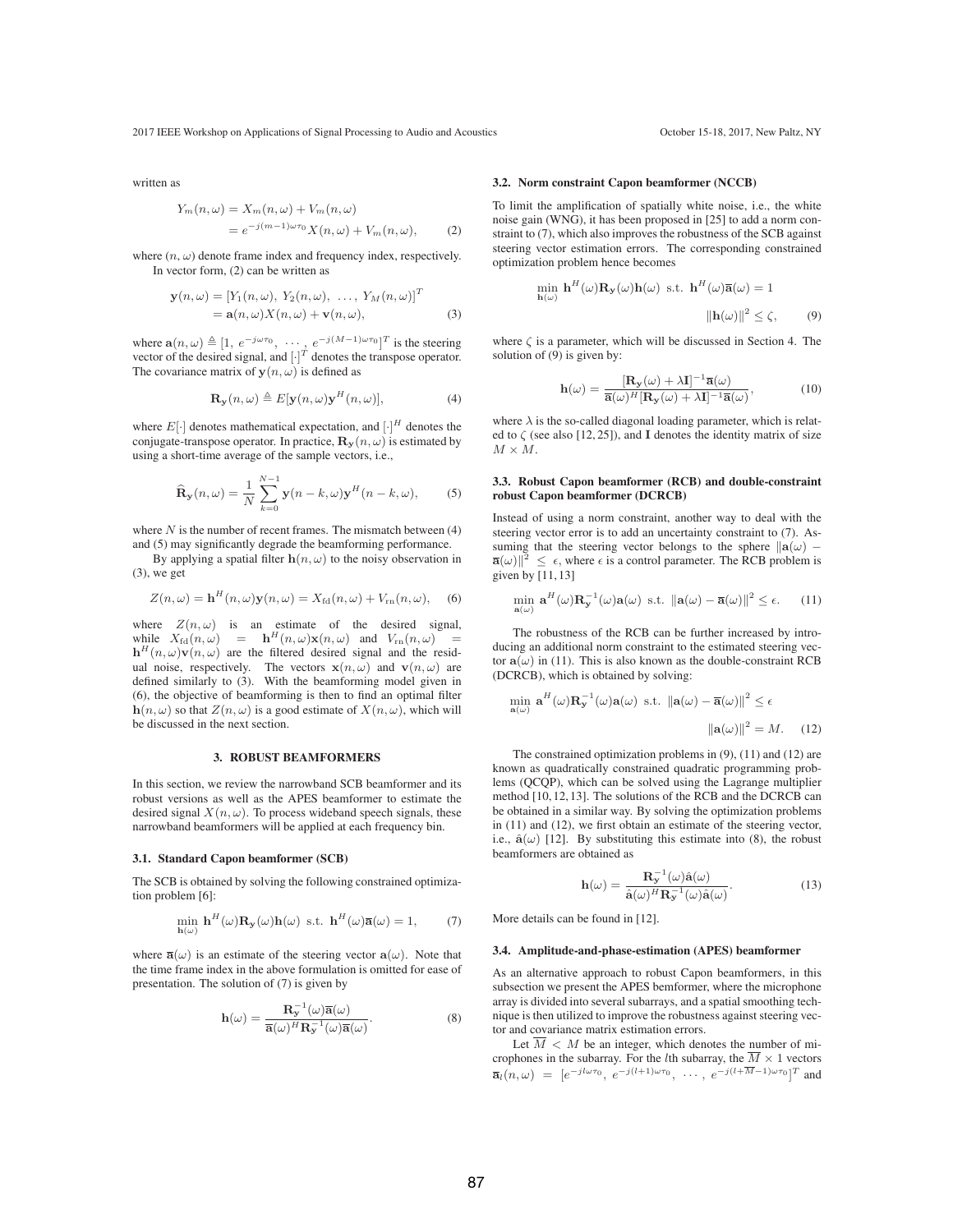written as

$$
\begin{aligned}
Y_m(n,\omega) &= X_m(n,\omega) + V_m(n,\omega) \\
&= e^{-j(m-1)\omega\tau_0} X(n,\omega) + V_m(n,\omega), \qquad (2)
\end{aligned}
$$

where $(n, \omega)$ denote frame index and frequency index, respectively.

In vector form, (2) can be written as

$$
\begin{aligned}
\mathbf{y}(n,\omega) &= [Y_1(n,\omega),\ Y_2(n,\omega),\ \ldots,\ Y_M(n,\omega)]^T \\
&= \mathbf{a}(n,\omega)X(n,\omega) + \mathbf{v}(n,\omega), \qquad (3)
\end{aligned}
$$

where $\mathbf{a}(n,\omega) \triangleq [1,\ e^{-j\omega\tau_0},\ \cdots,\ e^{-j(M-1)\omega\tau_0}]^T$ is the steering vector of the desired signal, and $[\cdot]^T$ denotes the transpose operator. The covariance matrix of $\mathbf{y}(n,\omega)$ is defined as

$$
\mathbf{R}_{\mathbf{y}}(n,\omega) \triangleq E[\mathbf{y}(n,\omega)\mathbf{y}^H(n,\omega)], \qquad (4)
$$

where $E[\cdot]$ denotes mathematical expectation, and $[\cdot]^H$ denotes the conjugate-transpose operator. In practice, $\mathbf{R}_{\mathbf{y}}(n,\omega)$ is estimated by using a short-time average of the sample vectors, i.e.,

$$
\widehat{\mathbf{R}}_{\mathbf{y}}(n,\omega) = \frac{1}{N}\sum_{k=0}^{N-1} \mathbf{y}(n-k,\omega)\mathbf{y}^H(n-k,\omega), \qquad (5)
$$

where $N$ is the number of recent frames. The mismatch between (4) and (5) may significantly degrade the beamforming performance.

By applying a spatial filter $\mathbf{h}(n,\omega)$ to the noisy observation in (3), we get

$$
Z(n,\omega) = \mathbf{h}^H(n,\omega)\mathbf{y}(n,\omega) = X_{\text{fd}}(n,\omega) + V_{\text{rn}}(n,\omega), \qquad (6)
$$

where $Z(n,\omega)$ is an estimate of the desired signal, while $X_{\text{fd}}(n,\omega) = \mathbf{h}^H(n,\omega)\mathbf{x}(n,\omega)$ and $V_{\text{rn}}(n,\omega) = \mathbf{h}^H(n,\omega)\mathbf{v}(n,\omega)$ are the filtered desired signal and the residual noise, respectively. The vectors $\mathbf{x}(n,\omega)$ and $\mathbf{v}(n,\omega)$ are defined similarly to (3). With the beamforming model given in (6), the objective of beamforming is then to find an optimal filter $\mathbf{h}(n,\omega)$ so that $Z(n,\omega)$ is a good estimate of $X(n,\omega)$, which will be discussed in the next section.

## 3. ROBUST BEAMFORMERS

In this section, we review the narrowband SCB beamformer and its robust versions as well as the APES beamformer to estimate the desired signal $X(n,\omega)$. To process wideband speech signals, these narrowband beamformers will be applied at each frequency bin.

### 3.1. Standard Capon beamformer (SCB)

The SCB is obtained by solving the following constrained optimization problem [6]:

$$
\min_{\mathbf{h}(\omega)}\ \mathbf{h}^H(\omega)\mathbf{R}_{\mathbf{y}}(\omega)\mathbf{h}(\omega)\ \text{ s.t. }\ \mathbf{h}^H(\omega)\overline{\mathbf{a}}(\omega) = 1, \qquad (7)
$$

where $\overline{\mathbf{a}}(\omega)$ is an estimate of the steering vector $\mathbf{a}(\omega)$. Note that the time frame index in the above formulation is omitted for ease of presentation. The solution of (7) is given by

$$
\mathbf{h}(\omega) = \frac{\mathbf{R}_{\mathbf{y}}^{-1}(\omega)\overline{\mathbf{a}}(\omega)}{\overline{\mathbf{a}}(\omega)^H\mathbf{R}_{\mathbf{y}}^{-1}(\omega)\overline{\mathbf{a}}(\omega)}. \qquad (8)
$$

### 3.2. Norm constraint Capon beamformer (NCCB)

To limit the amplification of spatially white noise, i.e., the white noise gain (WNG), it has been proposed in [25] to add a norm constraint to (7), which also improves the robustness of the SCB against steering vector estimation errors. The corresponding constrained optimization problem hence becomes

$$
\begin{aligned}
\min_{\mathbf{h}(\omega)}\ \mathbf{h}^H(\omega)\mathbf{R}_{\mathbf{y}}(\omega)\mathbf{h}(\omega)\ \text{ s.t. }\ &\mathbf{h}^H(\omega)\overline{\mathbf{a}}(\omega) = 1 \\
&\|\mathbf{h}(\omega)\|^2 \leq \zeta, \qquad (9)
\end{aligned}
$$

where $\zeta$ is a parameter, which will be discussed in Section 4. The solution of (9) is given by:

$$
\mathbf{h}(\omega) = \frac{[\mathbf{R}_{\mathbf{y}}(\omega) + \lambda\mathbf{I}]^{-1}\overline{\mathbf{a}}(\omega)}{\overline{\mathbf{a}}(\omega)^H[\mathbf{R}_{\mathbf{y}}(\omega) + \lambda\mathbf{I}]^{-1}\overline{\mathbf{a}}(\omega)}, \qquad (10)
$$

where $\lambda$ is the so-called diagonal loading parameter, which is related to $\zeta$ (see also [12, 25]), and $\mathbf{I}$ denotes the identity matrix of size $M \times M$.

### 3.3. Robust Capon beamformer (RCB) and double-constraint robust Capon beamformer (DCRCB)

Instead of using a norm constraint, another way to deal with the steering vector error is to add an uncertainty constraint to (7). Assuming that the steering vector belongs to the sphere $\|\mathbf{a}(\omega) - \overline{\mathbf{a}}(\omega)\|^2 \leq \epsilon$, where $\epsilon$ is a control parameter. The RCB problem is given by [11, 13]

$$
\min_{\mathbf{a}(\omega)}\ \mathbf{a}^H(\omega)\mathbf{R}_{\mathbf{y}}^{-1}(\omega)\mathbf{a}(\omega)\ \text{ s.t. }\ \|\mathbf{a}(\omega) - \overline{\mathbf{a}}(\omega)\|^2 \leq \epsilon. \qquad (11)
$$

The robustness of the RCB can be further increased by introducing an additional norm constraint to the estimated steering vector $\mathbf{a}(\omega)$ in (11). This is also known as the double-constraint RCB (DCRCB), which is obtained by solving:

$$
\begin{aligned}
\min_{\mathbf{a}(\omega)}\ \mathbf{a}^H(\omega)\mathbf{R}_{\mathbf{y}}^{-1}(\omega)\mathbf{a}(\omega)\ \text{ s.t. }\ &\|\mathbf{a}(\omega) - \overline{\mathbf{a}}(\omega)\|^2 \leq \epsilon \\
&\|\mathbf{a}(\omega)\|^2 = M. \qquad (12)
\end{aligned}
$$

The constrained optimization problems in (9), (11) and (12) are known as quadratically constrained quadratic programming problems (QCQP), which can be solved using the Lagrange multiplier method [10, 12, 13]. The solutions of the RCB and the DCRCB can be obtained in a similar way. By solving the optimization problems in (11) and (12), we first obtain an estimate of the steering vector, i.e., $\hat{\mathbf{a}}(\omega)$ [12]. By substituting this estimate into (8), the robust beamformers are obtained as

$$
\mathbf{h}(\omega) = \frac{\mathbf{R}_{\mathbf{y}}^{-1}(\omega)\hat{\mathbf{a}}(\omega)}{\hat{\mathbf{a}}(\omega)^H\mathbf{R}_{\mathbf{y}}^{-1}(\omega)\hat{\mathbf{a}}(\omega)}. \qquad (13)
$$

More details can be found in [12].

### 3.4. Amplitude-and-phase-estimation (APES) beamformer

As an alternative approach to robust Capon beamformers, in this subsection we present the APES bemformer, where the microphone array is divided into several subarrays, and a spatial smoothing technique is then utilized to improve the robustness against steering vector and covariance matrix estimation errors.

Let $\overline{M} < M$ be an integer, which denotes the number of microphones in the subarray. For the $l$th subarray, the $\overline{M} \times 1$ vectors $\overline{\mathbf{a}}_l(n,\omega) = [e^{-jl\omega\tau_0},\ e^{-j(l+1)\omega\tau_0},\ \cdots,\ e^{-j(l+\overline{M}-1)\omega\tau_0}]^T$ and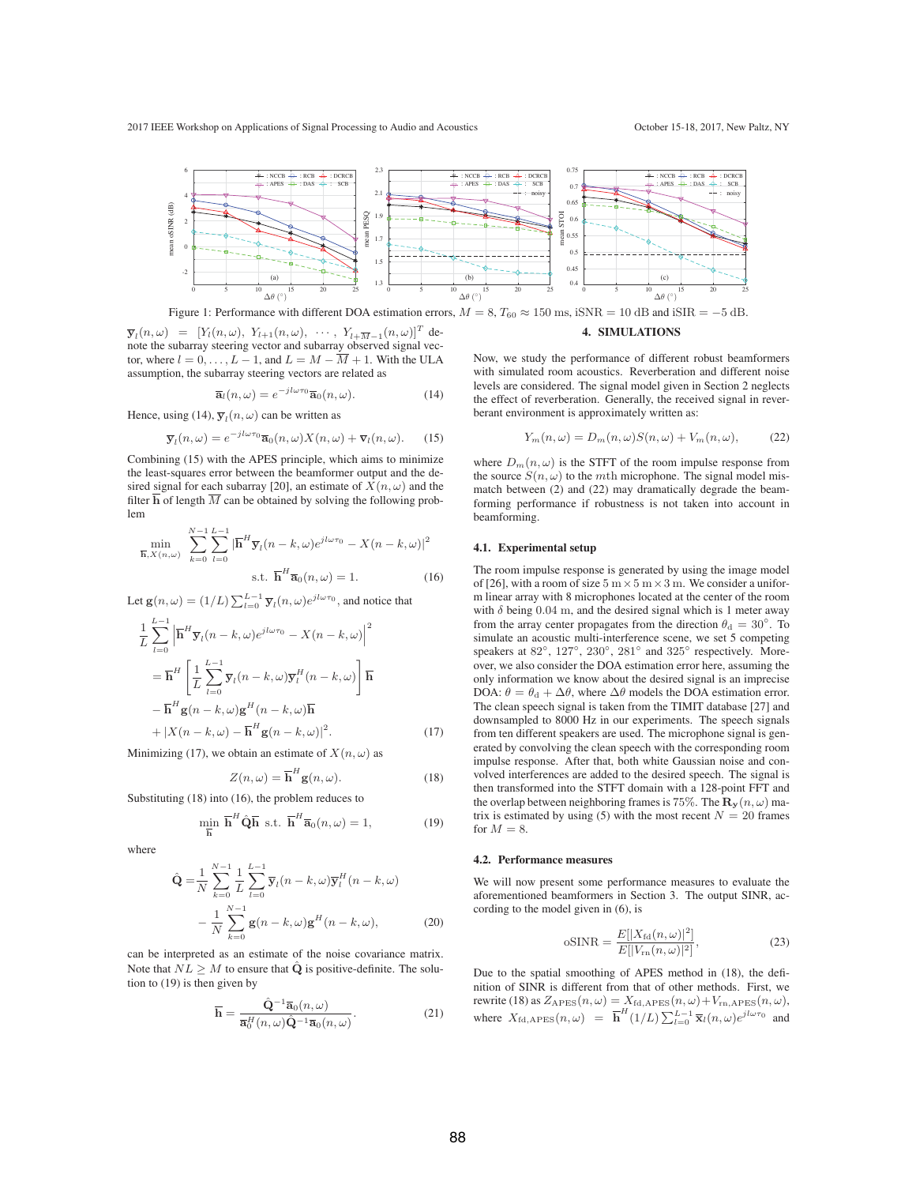Figure 1: Performance with different DOA estimation errors, $M = 8$, $T_{60} \approx 150$ ms, iSNR = 10 dB and iSIR = −5 dB.

$\overline{\mathbf{y}}_l(n,\omega) = [Y_l(n,\omega),\ Y_{l+1}(n,\omega),\ \cdots,\ Y_{l+\overline{M}-1}(n,\omega)]^T$ denote the subarray steering vector and subarray observed signal vector, where $l = 0, \ldots, L-1$, and $L = M - \overline{M} + 1$. With the ULA assumption, the subarray steering vectors are related as

$$\overline{\mathbf{a}}_l(n,\omega) = e^{-jl\omega\tau_0}\overline{\mathbf{a}}_0(n,\omega). \tag{14}$$

Hence, using (14), $\overline{\mathbf{y}}_l(n,\omega)$ can be written as

$$\overline{\mathbf{y}}_l(n,\omega) = e^{-jl\omega\tau_0}\overline{\mathbf{a}}_0(n,\omega)X(n,\omega) + \overline{\mathbf{v}}_l(n,\omega). \tag{15}$$

Combining (15) with the APES principle, which aims to minimize the least-squares error between the beamformer output and the desired signal for each subarray [20], an estimate of $X(n,\omega)$ and the filter $\overline{\mathbf{h}}$ of length $\overline{M}$ can be obtained by solving the following problem

$$\min_{\overline{\mathbf{h}}, X(n,\omega)} \sum_{k=0}^{N-1}\sum_{l=0}^{L-1} |\overline{\mathbf{h}}^H\overline{\mathbf{y}}_l(n-k,\omega)e^{jl\omega\tau_0} - X(n-k,\omega)|^2$$
$$\text{s.t. } \overline{\mathbf{h}}^H\overline{\mathbf{a}}_0(n,\omega) = 1. \tag{16}$$

Let $\mathbf{g}(n,\omega) = (1/L)\sum_{l=0}^{L-1}\overline{\mathbf{y}}_l(n,\omega)e^{jl\omega\tau_0}$, and notice that

$$\begin{aligned}
&\frac{1}{L}\sum_{l=0}^{L-1}\left|\overline{\mathbf{h}}^H\overline{\mathbf{y}}_l(n-k,\omega)e^{jl\omega\tau_0} - X(n-k,\omega)\right|^2 \\
&= \overline{\mathbf{h}}^H\left[\frac{1}{L}\sum_{l=0}^{L-1}\overline{\mathbf{y}}_l(n-k,\omega)\overline{\mathbf{y}}_l^H(n-k,\omega)\right]\overline{\mathbf{h}} \\
&- \overline{\mathbf{h}}^H\mathbf{g}(n-k,\omega)\mathbf{g}^H(n-k,\omega)\overline{\mathbf{h}} \\
&+ |X(n-k,\omega) - \overline{\mathbf{h}}^H\mathbf{g}(n-k,\omega)|^2.
\end{aligned} \tag{17}$$

Minimizing (17), we obtain an estimate of $X(n,\omega)$ as

$$Z(n,\omega) = \overline{\mathbf{h}}^H\mathbf{g}(n,\omega). \tag{18}$$

Substituting (18) into (16), the problem reduces to

$$\min_{\overline{\mathbf{h}}} \overline{\mathbf{h}}^H\hat{\mathbf{Q}}\overline{\mathbf{h}} \text{ s.t. } \overline{\mathbf{h}}^H\overline{\mathbf{a}}_0(n,\omega) = 1, \tag{19}$$

where

$$\begin{aligned}
\hat{\mathbf{Q}} =& \frac{1}{N}\sum_{k=0}^{N-1}\frac{1}{L}\sum_{l=0}^{L-1}\overline{\mathbf{y}}_l(n-k,\omega)\overline{\mathbf{y}}_l^H(n-k,\omega) \\
&- \frac{1}{N}\sum_{k=0}^{N-1}\mathbf{g}(n-k,\omega)\mathbf{g}^H(n-k,\omega),
\end{aligned} \tag{20}$$

can be interpreted as an estimate of the noise covariance matrix. Note that $NL \geq M$ to ensure that $\hat{\mathbf{Q}}$ is positive-definite. The solution to (19) is then given by

$$\overline{\mathbf{h}} = \frac{\hat{\mathbf{Q}}^{-1}\overline{\mathbf{a}}_0(n,\omega)}{\overline{\mathbf{a}}_0^H(n,\omega)\hat{\mathbf{Q}}^{-1}\overline{\mathbf{a}}_0(n,\omega)}. \tag{21}$$

## 4. SIMULATIONS

Now, we study the performance of different robust beamformers with simulated room acoustics. Reverberation and different noise levels are considered. The signal model given in Section 2 neglects the effect of reverberation. Generally, the received signal in reverberant environment is approximately written as:

$$Y_m(n,\omega) = D_m(n,\omega)S(n,\omega) + V_m(n,\omega), \tag{22}$$

where $D_m(n,\omega)$ is the STFT of the room impulse response from the source $S(n,\omega)$ to the $m$th microphone. The signal model mismatch between (2) and (22) may dramatically degrade the beamforming performance if robustness is not taken into account in beamforming.

### 4.1. Experimental setup

The room impulse response is generated by using the image model of [26], with a room of size $5\text{ m} \times 5\text{ m} \times 3\text{ m}$. We consider a uniform linear array with 8 microphones located at the center of the room with $\delta$ being 0.04 m, and the desired signal which is 1 meter away from the array center propagates from the direction $\theta_\text{d} = 30°$. To simulate an acoustic multi-interference scene, we set 5 competing speakers at 82°, 127°, 230°, 281° and 325° respectively. Moreover, we also consider the DOA estimation error here, assuming the only information we know about the desired signal is an imprecise DOA: $\theta = \theta_\text{d} + \Delta\theta$, where $\Delta\theta$ models the DOA estimation error. The clean speech signal is taken from the TIMIT database [27] and downsampled to 8000 Hz in our experiments. The speech signals from ten different speakers are used. The microphone signal is generated by convolving the clean speech with the corresponding room impulse response. After that, both white Gaussian noise and convolved interferences are added to the desired speech. The signal is then transformed into the STFT domain with a 128-point FFT and the overlap between neighboring frames is 75%. The $\mathbf{R}_\mathbf{y}(n,\omega)$ matrix is estimated by using (5) with the most recent $N = 20$ frames for $M = 8$.

### 4.2. Performance measures

We will now present some performance measures to evaluate the aforementioned beamformers in Section 3. The output SINR, according to the model given in (6), is

$$\text{oSINR} = \frac{E[|X_\text{fd}(n,\omega)|^2]}{E[|V_\text{rn}(n,\omega)|^2]}, \tag{23}$$

Due to the spatial smoothing of APES method in (18), the definition of SINR is different from that of other methods. First, we rewrite (18) as $Z_\text{APES}(n,\omega) = X_\text{fd,APES}(n,\omega) + V_\text{rn,APES}(n,\omega)$, where $X_\text{fd,APES}(n,\omega) = \overline{\mathbf{h}}^H(1/L)\sum_{l=0}^{L-1}\overline{\mathbf{x}}_l(n,\omega)e^{jl\omega\tau_0}$ and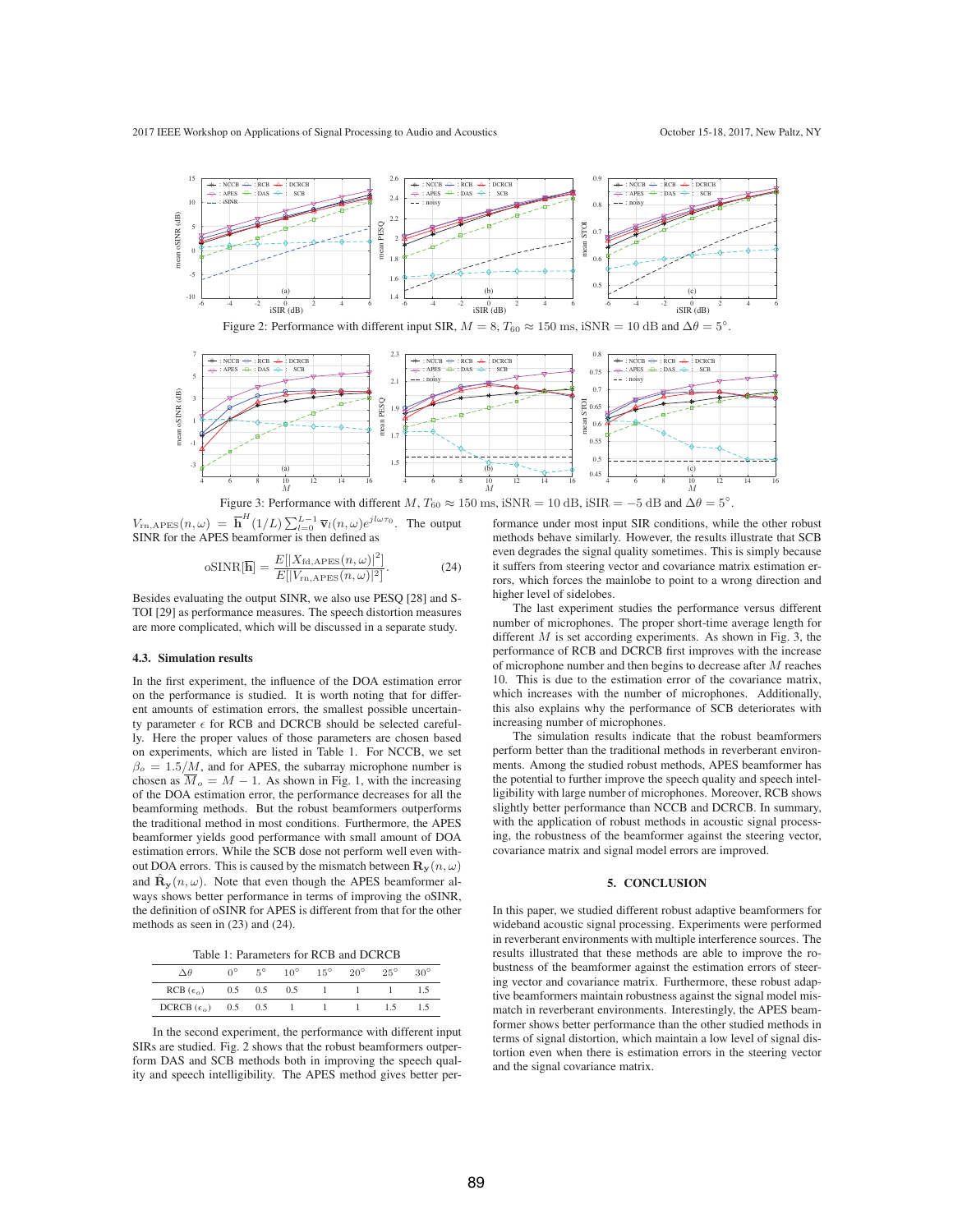Figure 2: Performance with different input SIR, $M = 8$, $T_{60} \approx 150$ ms, iSNR = 10 dB and $\Delta\theta = 5^\circ$.

Figure 3: Performance with different $M$, $T_{60} \approx 150$ ms, iSNR = 10 dB, iSIR = −5 dB and $\Delta\theta = 5^\circ$.

$V_{\text{rn,APES}}(n,\omega) = \overline{\mathbf{h}}^H (1/L) \sum_{l=0}^{L-1} \overline{\mathbf{v}}_l(n,\omega) e^{j l \omega \tau_0}$. The output SINR for the APES beamformer is then defined as

$$\text{oSINR}[\overline{\mathbf{h}}] = \frac{E[|X_{\text{fd,APES}}(n,\omega)|^2]}{E[|V_{\text{rn,APES}}(n,\omega)|^2]}. \tag{24}$$

Besides evaluating the output SINR, we also use PESQ [28] and STOI [29] as performance measures. The speech distortion measures are more complicated, which will be discussed in a separate study.

### 4.3. Simulation results

In the first experiment, the influence of the DOA estimation error on the performance is studied. It is worth noting that for different amounts of estimation errors, the smallest possible uncertainty parameter $\epsilon$ for RCB and DCRCB should be selected carefully. Here the proper values of those parameters are chosen based on experiments, which are listed in Table 1. For NCCB, we set $\beta_o = 1.5/M$, and for APES, the subarray microphone number is chosen as $\overline{M}_o = M - 1$. As shown in Fig. 1, with the increasing of the DOA estimation error, the performance decreases for all the beamforming methods. But the robust beamformers outperforms the traditional method in most conditions. Furthermore, the APES beamformer yields good performance with small amount of DOA estimation errors. While the SCB dose not perform well even without DOA errors. This is caused by the mismatch between $\mathbf{R_y}(n,\omega)$ and $\hat{\mathbf{R}}_\mathbf{y}(n,\omega)$. Note that even though the APES beamformer always shows better performance in terms of improving the oSINR, the definition of oSINR for APES is different from that for the other methods as seen in (23) and (24).

Table 1: Parameters for RCB and DCRCB

| $\Delta\theta$ | $0^\circ$ | $5^\circ$ | $10^\circ$ | $15^\circ$ | $20^\circ$ | $25^\circ$ | $30^\circ$ |
|---|---|---|---|---|---|---|---|
| RCB ($\epsilon_o$) | 0.5 | 0.5 | 0.5 | 1 | 1 | 1 | 1.5 |
| DCRCB ($\epsilon_o$) | 0.5 | 0.5 | 1 | 1 | 1 | 1.5 | 1.5 |

In the second experiment, the performance with different input SIRs are studied. Fig. 2 shows that the robust beamformers outperform DAS and SCB methods both in improving the speech quality and speech intelligibility. The APES method gives better performance under most input SIR conditions, while the other robust methods behave similarly. However, the results illustrate that SCB even degrades the signal quality sometimes. This is simply because it suffers from steering vector and covariance matrix estimation errors, which forces the mainlobe to point to a wrong direction and higher level of sidelobes.

The last experiment studies the performance versus different number of microphones. The proper short-time average length for different $M$ is set according experiments. As shown in Fig. 3, the performance of RCB and DCRCB first improves with the increase of microphone number and then begins to decrease after $M$ reaches 10. This is due to the estimation error of the covariance matrix, which increases with the number of microphones. Additionally, this also explains why the performance of SCB deteriorates with increasing number of microphones.

The simulation results indicate that the robust beamformers perform better than the traditional methods in reverberant environments. Among the studied robust methods, APES beamformer has the potential to further improve the speech quality and speech intelligibility with large number of microphones. Moreover, RCB shows slightly better performance than NCCB and DCRCB. In summary, with the application of robust methods in acoustic signal processing, the robustness of the beamformer against the steering vector, covariance matrix and signal model errors are improved.

## 5. CONCLUSION

In this paper, we studied different robust adaptive beamformers for wideband acoustic signal processing. Experiments were performed in reverberant environments with multiple interference sources. The results illustrated that these methods are able to improve the robustness of the beamformer against the estimation errors of steering vector and covariance matrix. Furthermore, these robust adaptive beamformers maintain robustness against the signal model mismatch in reverberant environments. Interestingly, the APES beamformer shows better performance than the other studied methods in terms of signal distortion, which maintain a low level of signal distortion even when there is estimation errors in the steering vector and the signal covariance matrix.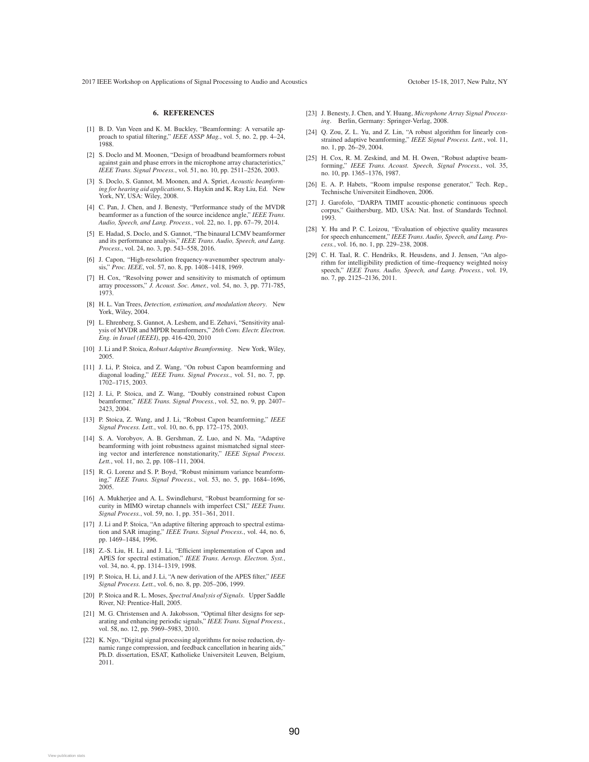## 6. REFERENCES

[1] B. D. Van Veen and K. M. Buckley, "Beamforming: A versatile approach to spatial filtering," *IEEE ASSP Mag.*, vol. 5, no. 2, pp. 4–24, 1988.

[2] S. Doclo and M. Moonen, "Design of broadband beamformers robust against gain and phase errors in the microphone array characteristics," *IEEE Trans. Signal Process.*, vol. 51, no. 10, pp. 2511–2526, 2003.

[3] S. Doclo, S. Gannot, M. Moonen, and A. Spriet, *Acoustic beamforming for hearing aid applications*, S. Haykin and K. Ray Liu, Ed. New York, NY, USA: Wiley, 2008.

[4] C. Pan, J. Chen, and J. Benesty, "Performance study of the MVDR beamformer as a function of the source incidence angle," *IEEE Trans. Audio, Speech, and Lang. Process.*, vol. 22, no. 1, pp. 67–79, 2014.

[5] E. Hadad, S. Doclo, and S. Gannot, "The binaural LCMV beamformer and its performance analysis," *IEEE Trans. Audio, Speech, and Lang. Process.*, vol. 24, no. 3, pp. 543–558, 2016.

[6] J. Capon, "High-resolution frequency-wavenumber spectrum analysis," *Proc. IEEE*, vol. 57, no. 8, pp. 1408–1418, 1969.

[7] H. Cox, "Resolving power and sensitivity to mismatch of optimum array processors," *J. Acoust. Soc. Amer.*, vol. 54, no. 3, pp. 771-785, 1973.

[8] H. L. Van Trees, *Detection, estimation, and modulation theory*. New York, Wiley, 2004.

[9] L. Ehrenberg, S. Gannot, A. Leshem, and E. Zehavi, "Sensitivity analysis of MVDR and MPDR beamformers," *26th Conv. Electr. Electron. Eng. in Israel (IEEEI)*, pp. 416-420, 2010

[10] J. Li and P. Stoica, *Robust Adaptive Beamforming*. New York, Wiley, 2005.

[11] J. Li, P. Stoica, and Z. Wang, "On robust Capon beamforming and diagonal loading," *IEEE Trans. Signal Process.*, vol. 51, no. 7, pp. 1702–1715, 2003.

[12] J. Li, P. Stoica, and Z. Wang, "Doubly constrained robust Capon beamformer," *IEEE Trans. Signal Process.*, vol. 52, no. 9, pp. 2407–2423, 2004.

[13] P. Stoica, Z. Wang, and J. Li, "Robust Capon beamforming," *IEEE Signal Process. Lett.*, vol. 10, no. 6, pp. 172–175, 2003.

[14] S. A. Vorobyov, A. B. Gershman, Z. Luo, and N. Ma, "Adaptive beamforming with joint robustness against mismatched signal steering vector and interference nonstationarity," *IEEE Signal Process. Lett.*, vol. 11, no. 2, pp. 108–111, 2004.

[15] R. G. Lorenz and S. P. Boyd, "Robust minimum variance beamforming," *IEEE Trans. Signal Process.*, vol. 53, no. 5, pp. 1684–1696, 2005.

[16] A. Mukherjee and A. L. Swindlehurst, "Robust beamforming for security in MIMO wiretap channels with imperfect CSI," *IEEE Trans. Signal Process.*, vol. 59, no. 1, pp. 351–361, 2011.

[17] J. Li and P. Stoica, "An adaptive filtering approach to spectral estimation and SAR imaging," *IEEE Trans. Signal Process.*, vol. 44, no. 6, pp. 1469–1484, 1996.

[18] Z.-S. Liu, H. Li, and J. Li, "Efficient implementation of Capon and APES for spectral estimation," *IEEE Trans. Aerosp. Electron. Syst.*, vol. 34, no. 4, pp. 1314–1319, 1998.

[19] P. Stoica, H. Li, and J. Li, "A new derivation of the APES filter," *IEEE Signal Process. Lett.*, vol. 6, no. 8, pp. 205–206, 1999.

[20] P. Stoica and R. L. Moses, *Spectral Analysis of Signals*. Upper Saddle River, NJ: Prentice-Hall, 2005.

[21] M. G. Christensen and A. Jakobsson, "Optimal filter designs for separating and enhancing periodic signals," *IEEE Trans. Signal Process.*, vol. 58, no. 12, pp. 5969–5983, 2010.

[22] K. Ngo, "Digital signal processing algorithms for noise reduction, dynamic range compression, and feedback cancellation in hearing aids," Ph.D. dissertation, ESAT, Katholieke Universiteit Leuven, Belgium, 2011.

[23] J. Benesty, J. Chen, and Y. Huang, *Microphone Array Signal Processing*. Berlin, Germany: Springer-Verlag, 2008.

[24] Q. Zou, Z. L. Yu, and Z. Lin, "A robust algorithm for linearly constrained adaptive beamforming," *IEEE Signal Process. Lett.*, vol. 11, no. 1, pp. 26–29, 2004.

[25] H. Cox, R. M. Zeskind, and M. H. Owen, "Robust adaptive beamforming," *IEEE Trans. Acoust. Speech, Signal Process.*, vol. 35, no. 10, pp. 1365–1376, 1987.

[26] E. A. P. Habets, "Room impulse response generator," Tech. Rep., Technische Universiteit Eindhoven, 2006.

[27] J. Garofolo, "DARPA TIMIT acoustic-phonetic continuous speech corpus," Gaithersburg, MD, USA: Nat. Inst. of Standards Technol. 1993.

[28] Y. Hu and P. C. Loizou, "Evaluation of objective quality measures for speech enhancement," *IEEE Trans. Audio, Speech, and Lang. Process.*, vol. 16, no. 1, pp. 229–238, 2008.

[29] C. H. Taal, R. C. Hendriks, R. Heusdens, and J. Jensen, "An algorithm for intelligibility prediction of time–frequency weighted noisy speech," *IEEE Trans. Audio, Speech, and Lang. Process.*, vol. 19, no. 7, pp. 2125–2136, 2011.